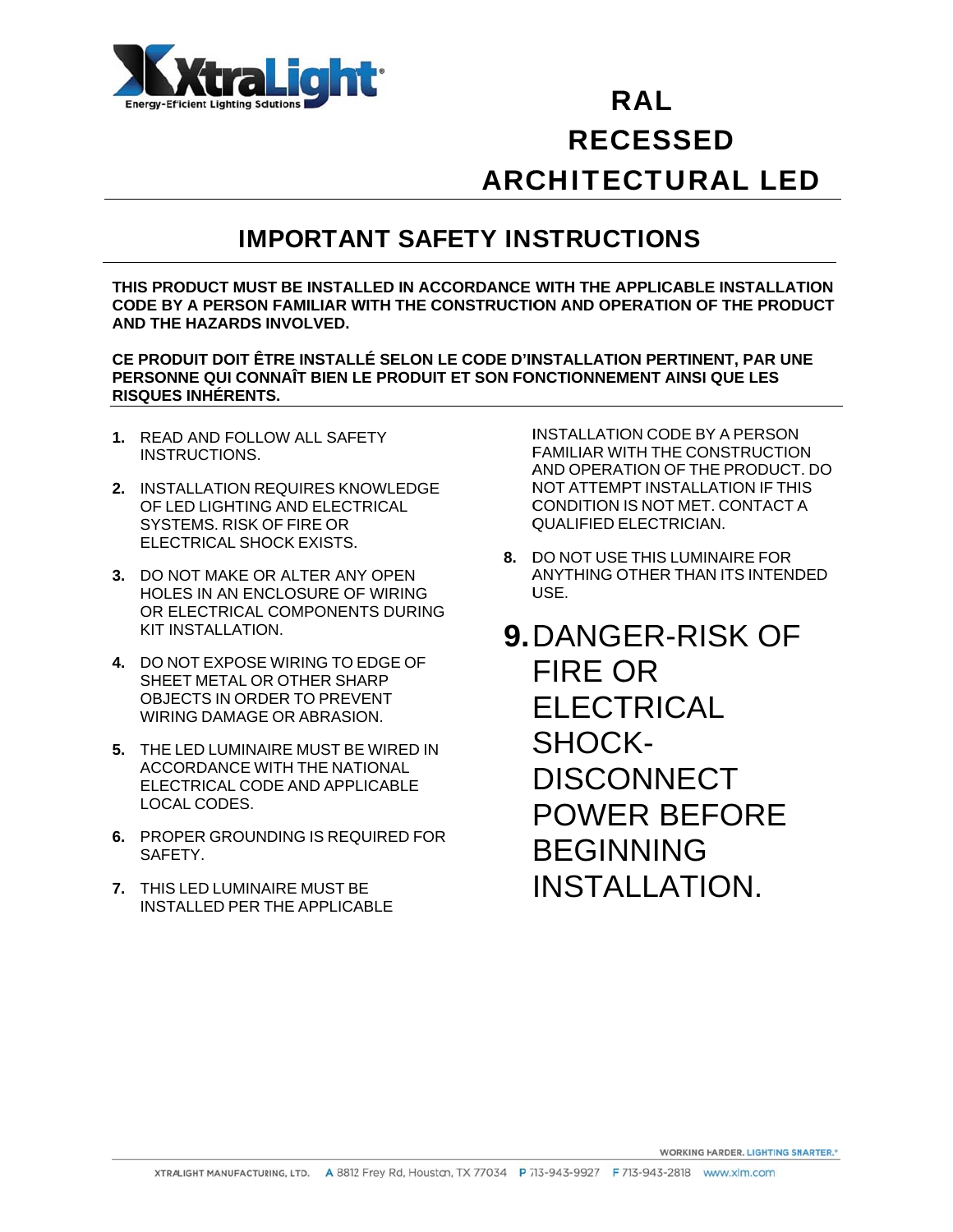# RAL RECESSED ARCHITECTURAL LED

## IMPORTANT SAFETY INSTRUCTIONS

**THIS PRODUCT MUST BE INSTALLED IN ACCORDANCE WITH THE APPLICABLE INSTALLATION CODE BY A PERSON FAMILIAR WITH THE CONSTRUCTION AND OPERATION OF THE PRODUCT AND THE HAZARDS INVOLVED.**

**CE PRODUIT DOIT ÊTRE INSTALLÉ SELON LE CODE D'INSTALLATION PERTINENT, PAR UNE PERSONNE QUI CONNAÎT BIEN LE PRODUIT ET SON FONCTIONNEMENT AINSI QUE LES RISQUES INHÉRENTS.**

1. READ AND FOLLOW ALL SAFETY INSTRUCTIONS.
2. INSTALLATION REQUIRES KNOWLEDGE OF LED LIGHTING AND ELECTRICAL SYSTEMS. RISK OF FIRE OR ELECTRICAL SHOCK EXISTS.
3. DO NOT MAKE OR ALTER ANY OPEN HOLES IN AN ENCLOSURE OF WIRING OR ELECTRICAL COMPONENTS DURING KIT INSTALLATION.
4. DO NOT EXPOSE WIRING TO EDGE OF SHEET METAL OR OTHER SHARP OBJECTS IN ORDER TO PREVENT WIRING DAMAGE OR ABRASION.
5. THE LED LUMINAIRE MUST BE WIRED IN ACCORDANCE WITH THE NATIONAL ELECTRICAL CODE AND APPLICABLE LOCAL CODES.
6. PROPER GROUNDING IS REQUIRED FOR SAFETY.
7. THIS LED LUMINAIRE MUST BE INSTALLED PER THE APPLICABLE INSTALLATION CODE BY A PERSON FAMILIAR WITH THE CONSTRUCTION AND OPERATION OF THE PRODUCT. DO NOT ATTEMPT INSTALLATION IF THIS CONDITION IS NOT MET. CONTACT A QUALIFIED ELECTRICIAN.
8. DO NOT USE THIS LUMINAIRE FOR ANYTHING OTHER THAN ITS INTENDED USE.
9. DANGER-RISK OF FIRE OR ELECTRICAL SHOCK-DISCONNECT POWER BEFORE BEGINNING INSTALLATION.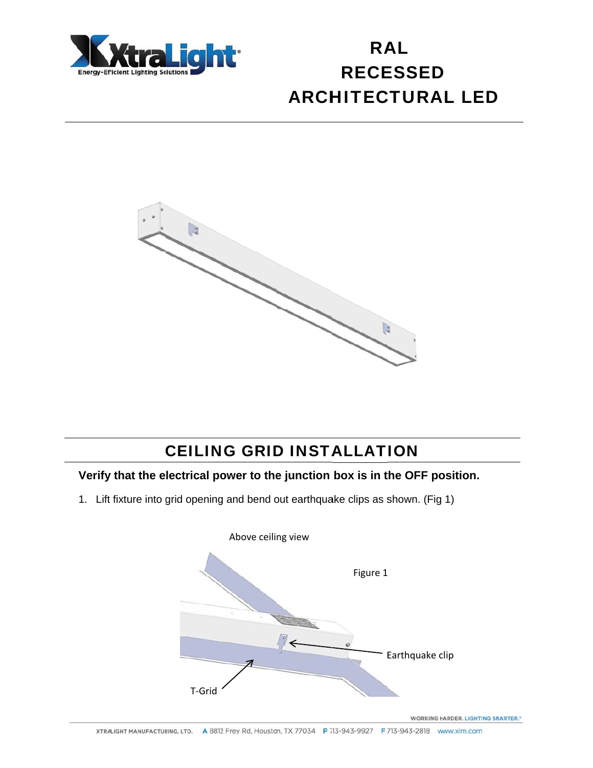# RAL RECESSED ARCHITECTURAL LED

## CEILING GRID INSTALLATION

**Verify that the electrical power to the junction box is in the OFF position.**

1. Lift fixture into grid opening and bend out earthquake clips as shown. (Fig 1)

Above ceiling view

Figure 1

Earthquake clip

T-Grid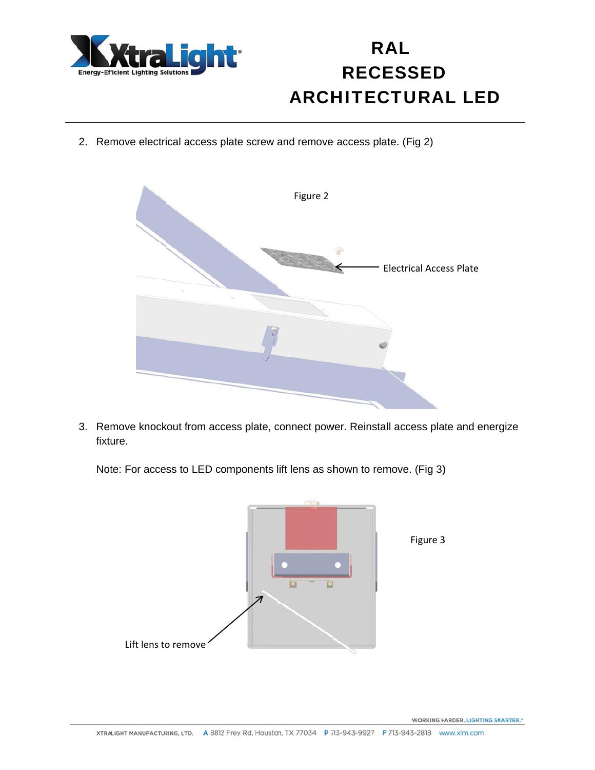2. Remove electrical access plate screw and remove access plate. (Fig 2)

Figure 2

Electrical Access Plate

3. Remove knockout from access plate, connect power. Reinstall access plate and energize fixture.

   Note: For access to LED components lift lens as shown to remove. (Fig 3)

Figure 3

Lift lens to remove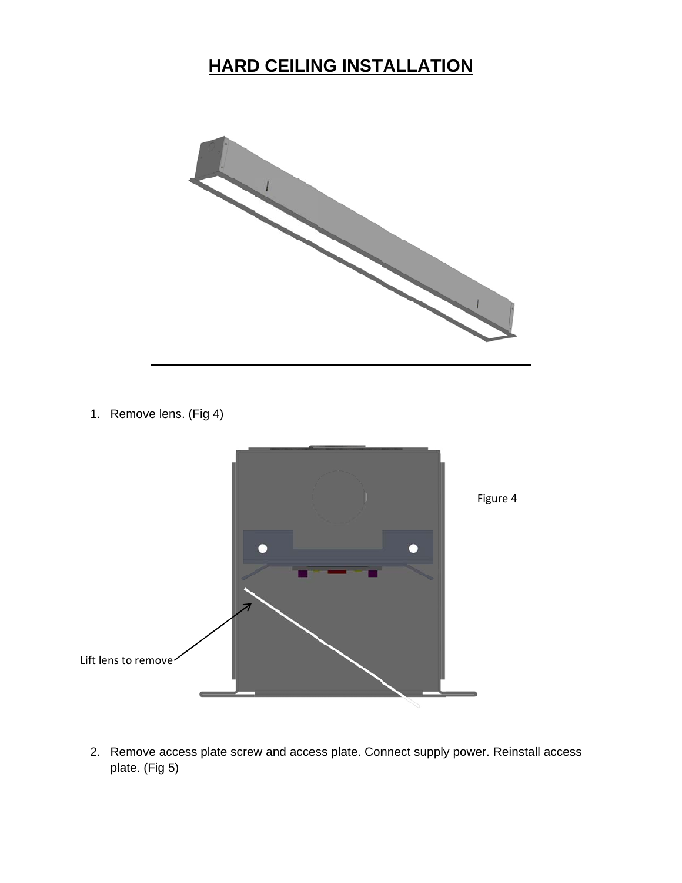# HARD CEILING INSTALLATION

1. Remove lens. (Fig 4)

Figure 4

Lift lens to remove

2. Remove access plate screw and access plate. Connect supply power. Reinstall access plate. (Fig 5)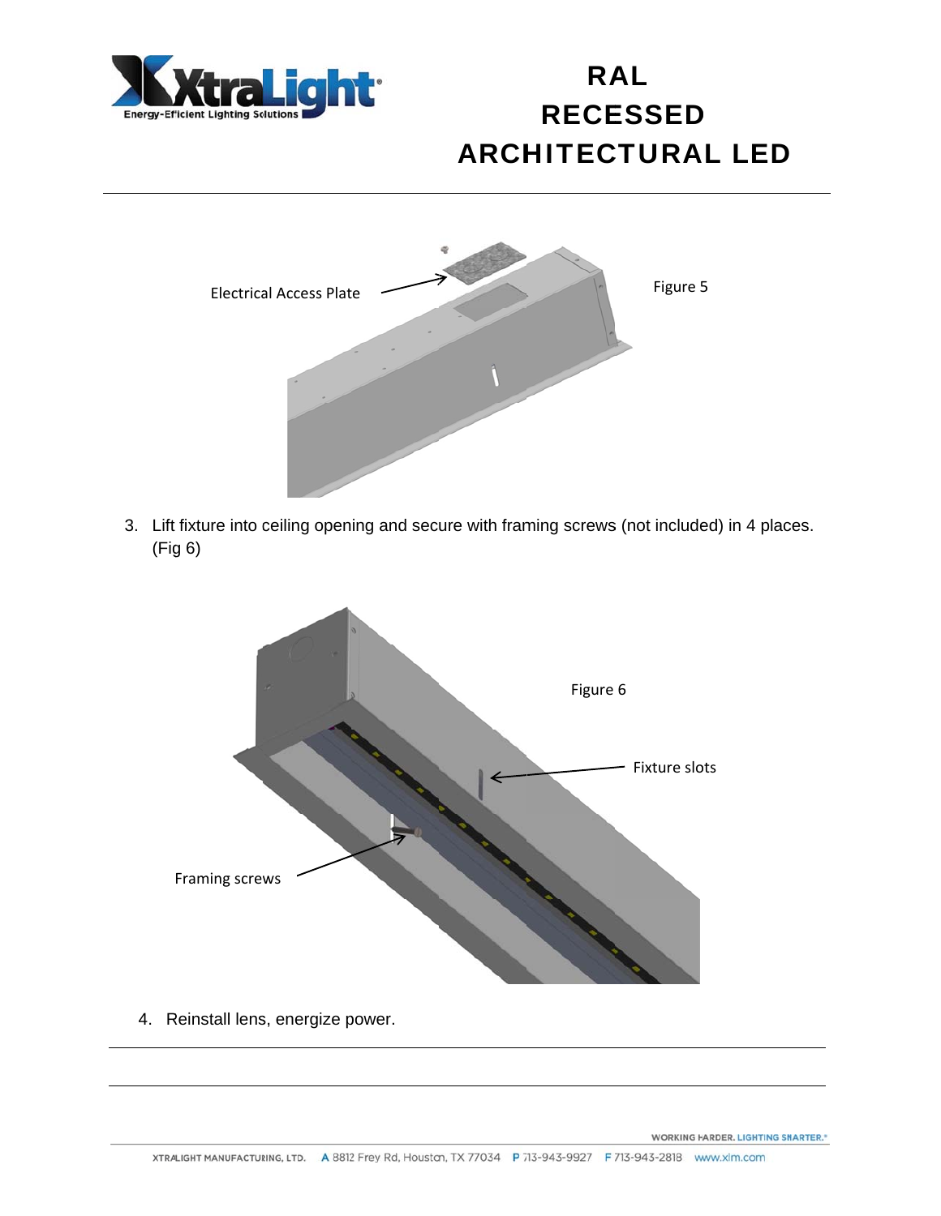# RAL RECESSED ARCHITECTURAL LED

Electrical Access Plate

Figure 5

3. Lift fixture into ceiling opening and secure with framing screws (not included) in 4 places. (Fig 6)

Figure 6

Fixture slots

Framing screws

4. Reinstall lens, energize power.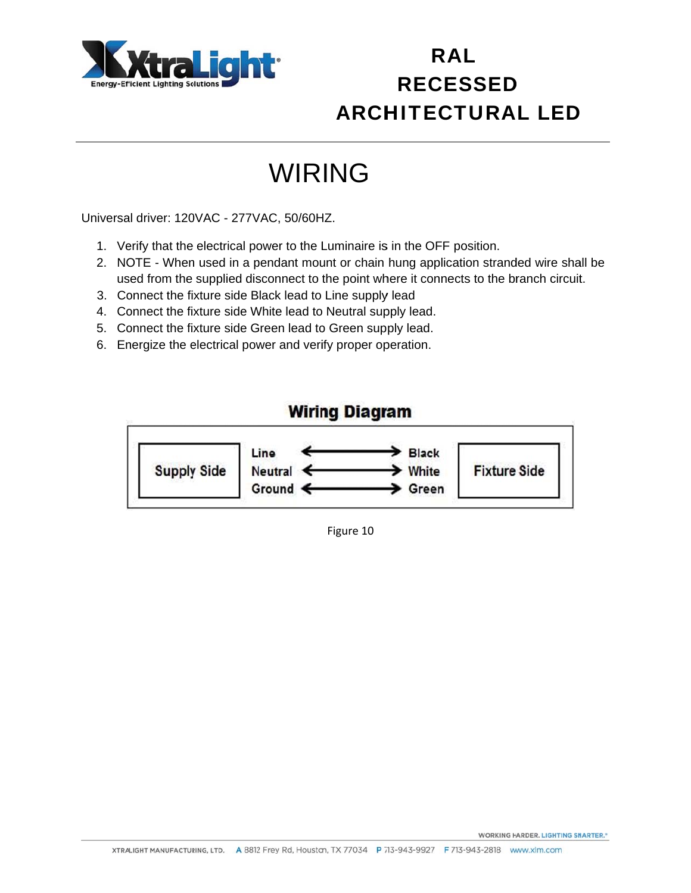# RAL RECESSED ARCHITECTURAL LED

## WIRING

Universal driver: 120VAC - 277VAC, 50/60HZ.

1. Verify that the electrical power to the Luminaire is in the OFF position.
2. NOTE - When used in a pendant mount or chain hung application stranded wire shall be used from the supplied disconnect to the point where it connects to the branch circuit.
3. Connect the fixture side Black lead to Line supply lead
4. Connect the fixture side White lead to Neutral supply lead.
5. Connect the fixture side Green lead to Green supply lead.
6. Energize the electrical power and verify proper operation.

**Wiring Diagram**

Supply Side

Line ↔ Black

Neutral ↔ White

Ground ↔ Green

Fixture Side

Figure 10